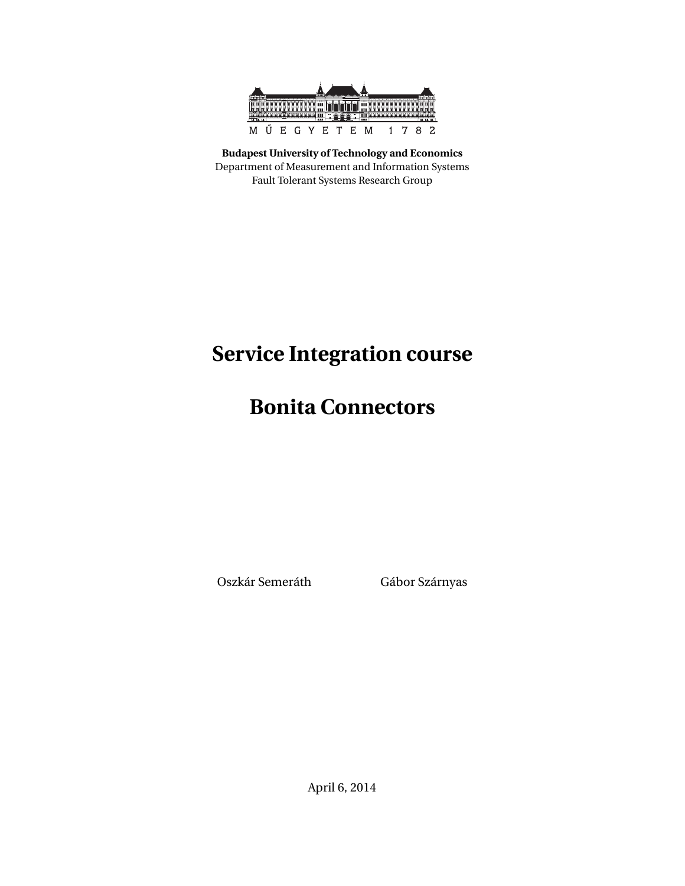MŰEGYETEM 1782

**Budapest University of Technology and Economics**
Department of Measurement and Information Systems
Fault Tolerant Systems Research Group

# Service Integration course

# Bonita Connectors

Oszkár Semeráth Gábor Szárnyas

April 6, 2014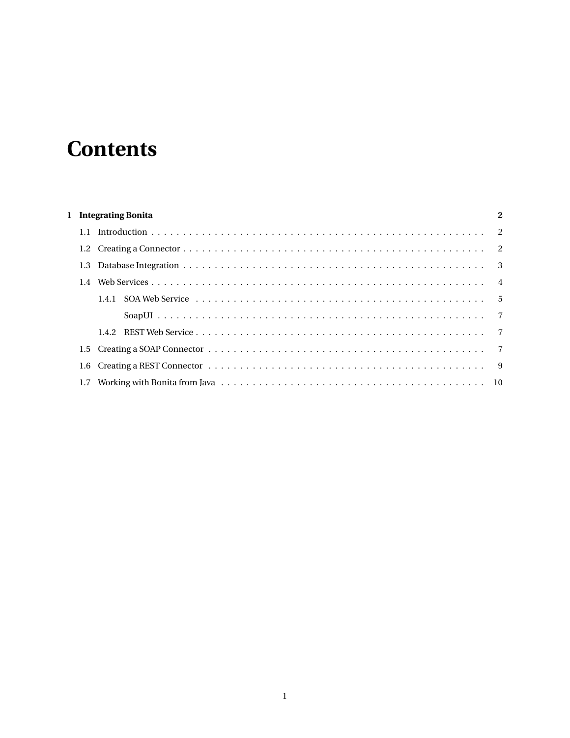# Contents

**1 Integrating Bonita** **2**

- 1.1 Introduction . . . . . . . . 2
- 1.2 Creating a Connector . . . . . . . . 2
- 1.3 Database Integration . . . . . . . . 3
- 1.4 Web Services . . . . . . . . 4
  - 1.4.1 SOA Web Service . . . . . . . . 5
    - SoapUI . . . . . . . . 7
  - 1.4.2 REST Web Service . . . . . . . . 7
- 1.5 Creating a SOAP Connector . . . . . . . . 7
- 1.6 Creating a REST Connector . . . . . . . . 9
- 1.7 Working with Bonita from Java . . . . . . . . 10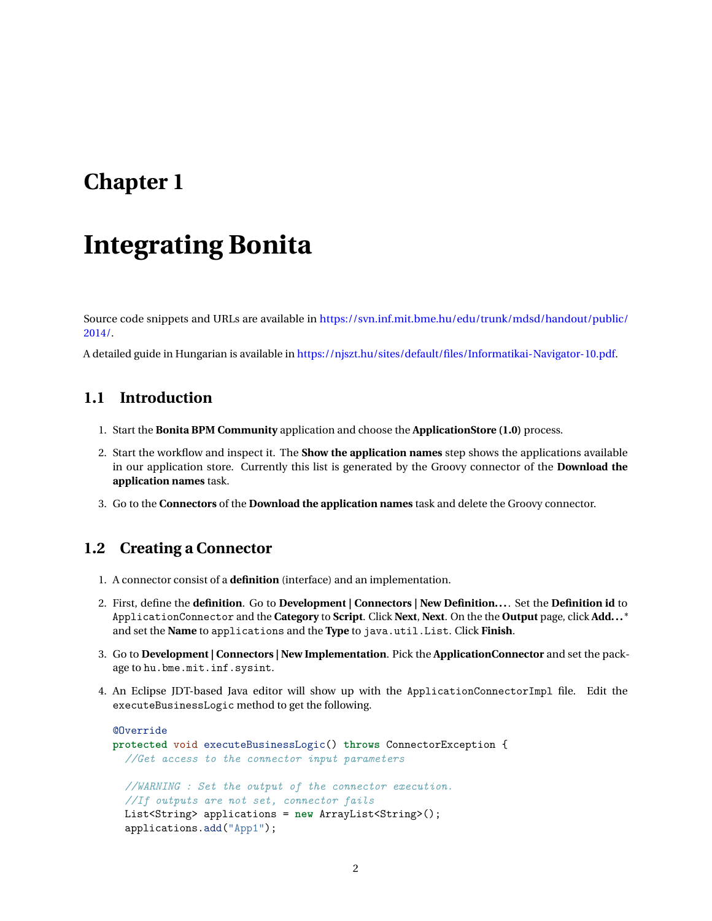# Chapter 1

# Integrating Bonita

Source code snippets and URLs are available in https://svn.inf.mit.bme.hu/edu/trunk/mdsd/handout/public/2014/.

A detailed guide in Hungarian is available in https://njszt.hu/sites/default/files/Informatikai-Navigator-10.pdf.

## 1.1 Introduction

1. Start the **Bonita BPM Community** application and choose the **ApplicationStore (1.0)** process.
2. Start the workflow and inspect it. The **Show the application names** step shows the applications available in our application store. Currently this list is generated by the Groovy connector of the **Download the application names** task.
3. Go to the **Connectors** of the **Download the application names** task and delete the Groovy connector.

## 1.2 Creating a Connector

1. A connector consist of a **definition** (interface) and an implementation.
2. First, define the **definition**. Go to **Development | Connectors | New Definition...**. Set the **Definition id** to `ApplicationConnector` and the **Category** to **Script**. Click **Next**, **Next**. On the the **Output** page, click **Add...*** and set the **Name** to `applications` and the **Type** to `java.util.List`. Click **Finish**.
3. Go to **Development | Connectors | New Implementation**. Pick the **ApplicationConnector** and set the package to `hu.bme.mit.inf.sysint`.
4. An Eclipse JDT-based Java editor will show up with the `ApplicationConnectorImpl` file. Edit the `executeBusinessLogic` method to get the following.

```
@Override
protected void executeBusinessLogic() throws ConnectorException {
  //Get access to the connector input parameters

  //WARNING : Set the output of the connector execution.
  //If outputs are not set, connector fails
  List<String> applications = new ArrayList<String>();
  applications.add("App1");
```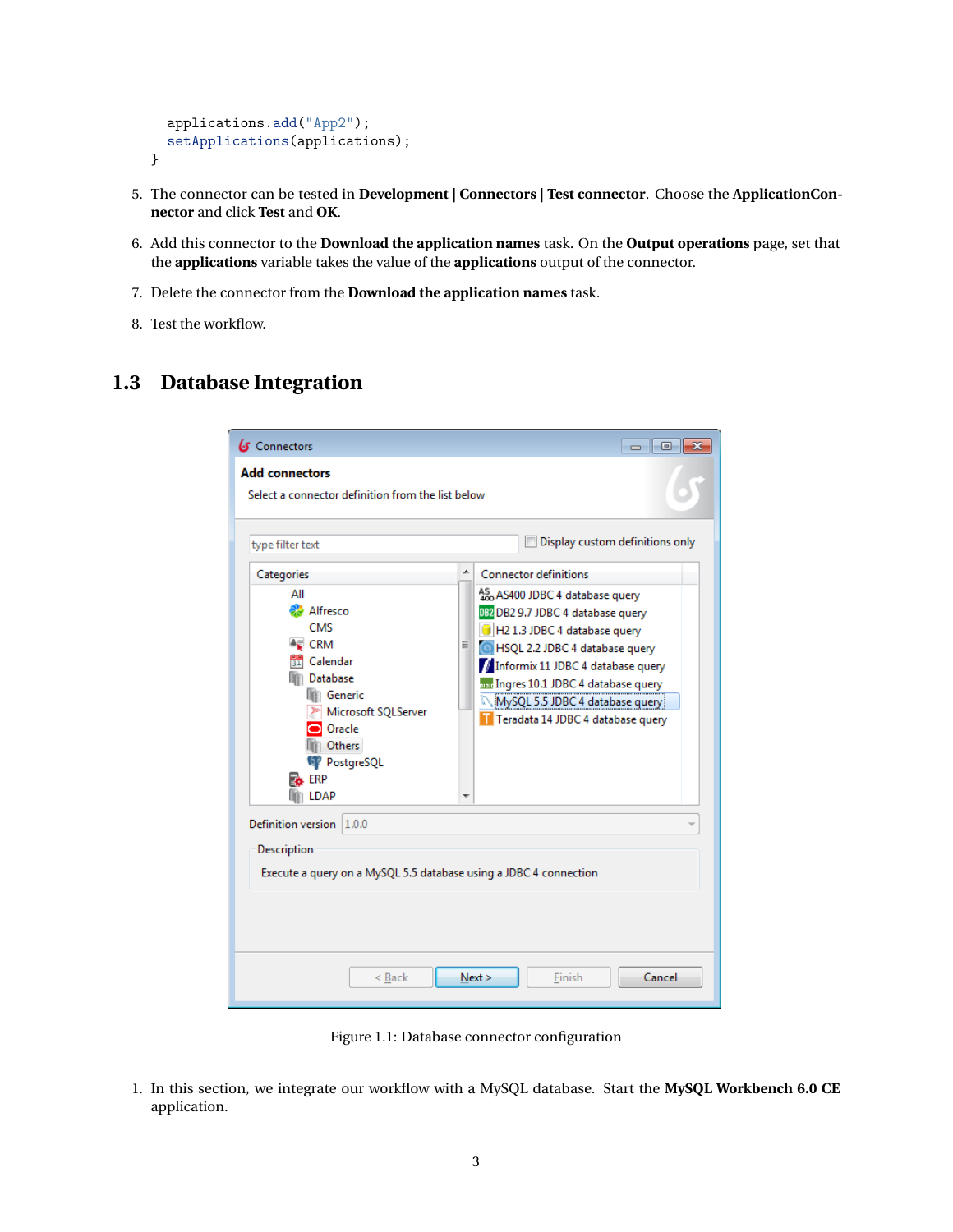```
    applications.add("App2");
    setApplications(applications);
}
```

5. The connector can be tested in **Development | Connectors | Test connector**. Choose the **ApplicationConnector** and click **Test** and **OK**.

6. Add this connector to the **Download the application names** task. On the **Output operations** page, set that the **applications** variable takes the value of the **applications** output of the connector.

7. Delete the connector from the **Download the application names** task.

8. Test the workflow.

## 1.3 Database Integration

Figure 1.1: Database connector configuration

1. In this section, we integrate our workflow with a MySQL database. Start the **MySQL Workbench 6.0 CE** application.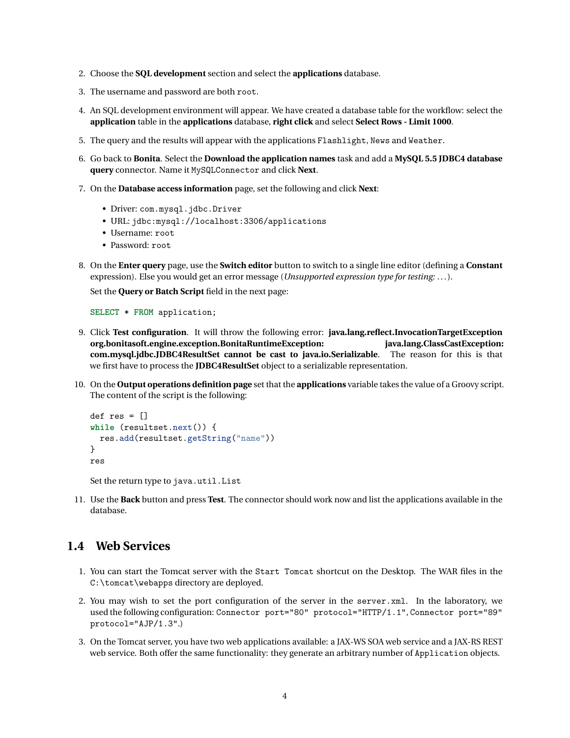2. Choose the **SQL development** section and select the **applications** database.
3. The username and password are both `root`.
4. An SQL development environment will appear. We have created a database table for the workflow: select the **application** table in the **applications** database, **right click** and select **Select Rows - Limit 1000**.
5. The query and the results will appear with the applications `Flashlight`, `News` and `Weather`.
6. Go back to **Bonita**. Select the **Download the application names** task and add a **MySQL 5.5 JDBC4 database query** connector. Name it `MySQLConnector` and click **Next**.
7. On the **Database access information** page, set the following and click **Next**:
   - Driver: `com.mysql.jdbc.Driver`
   - URL: `jdbc:mysql://localhost:3306/applications`
   - Username: `root`
   - Password: `root`
8. On the **Enter query** page, use the **Switch editor** button to switch to a single line editor (defining a **Constant** expression). Else you would get an error message (*Unsupported expression type for testing: ...*).

   Set the **Query or Batch Script** field in the next page:

   ```
   SELECT * FROM application;
   ```

9. Click **Test configuration**. It will throw the following error: **java.lang.reflect.InvocationTargetException org.bonitasoft.engine.exception.BonitaRuntimeException: java.lang.ClassCastException: com.mysql.jdbc.JDBC4ResultSet cannot be cast to java.io.Serializable**. The reason for this is that we first have to process the **JDBC4ResultSet** object to a serializable representation.
10. On the **Output operations definition page** set that the **applications** variable takes the value of a Groovy script. The content of the script is the following:

    ```
    def res = []
    while (resultset.next()) {
      res.add(resultset.getString("name"))
    }
    res
    ```

    Set the return type to `java.util.List`
11. Use the **Back** button and press **Test**. The connector should work now and list the applications available in the database.

## 1.4 Web Services

1. You can start the Tomcat server with the `Start Tomcat` shortcut on the Desktop. The WAR files in the `C:\tomcat\webapps` directory are deployed.
2. You may wish to set the port configuration of the server in the `server.xml`. In the laboratory, we used the following configuration: `Connector port="80" protocol="HTTP/1.1"`, `Connector port="89" protocol="AJP/1.3"`.)
3. On the Tomcat server, you have two web applications available: a JAX-WS SOA web service and a JAX-RS REST web service. Both offer the same functionality: they generate an arbitrary number of `Application` objects.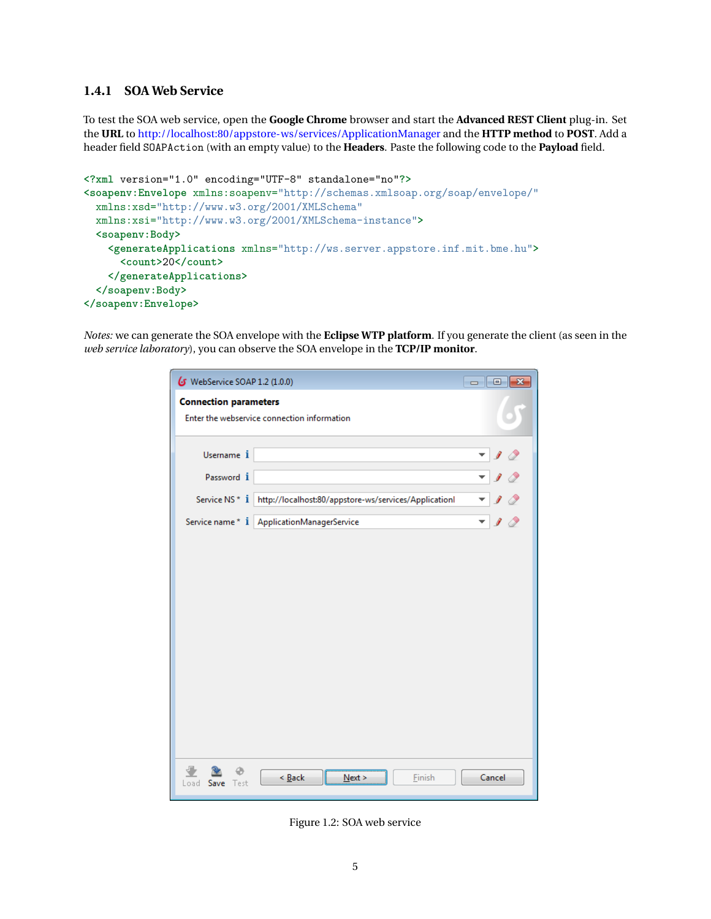### 1.4.1 SOA Web Service

To test the SOA web service, open the **Google Chrome** browser and start the **Advanced REST Client** plug-in. Set the **URL** to http://localhost:80/appstore-ws/services/ApplicationManager and the **HTTP method** to **POST**. Add a header field `SOAPAction` (with an empty value) to the **Headers**. Paste the following code to the **Payload** field.

```
<?xml version="1.0" encoding="UTF-8" standalone="no"?>
<soapenv:Envelope xmlns:soapenv="http://schemas.xmlsoap.org/soap/envelope/"
  xmlns:xsd="http://www.w3.org/2001/XMLSchema"
  xmlns:xsi="http://www.w3.org/2001/XMLSchema-instance">
  <soapenv:Body>
    <generateApplications xmlns="http://ws.server.appstore.inf.mit.bme.hu">
      <count>20</count>
    </generateApplications>
  </soapenv:Body>
</soapenv:Envelope>
```

*Notes:* we can generate the SOA envelope with the **Eclipse WTP platform**. If you generate the client (as seen in the *web service laboratory*), you can observe the SOA envelope in the **TCP/IP monitor**.

Figure 1.2: SOA web service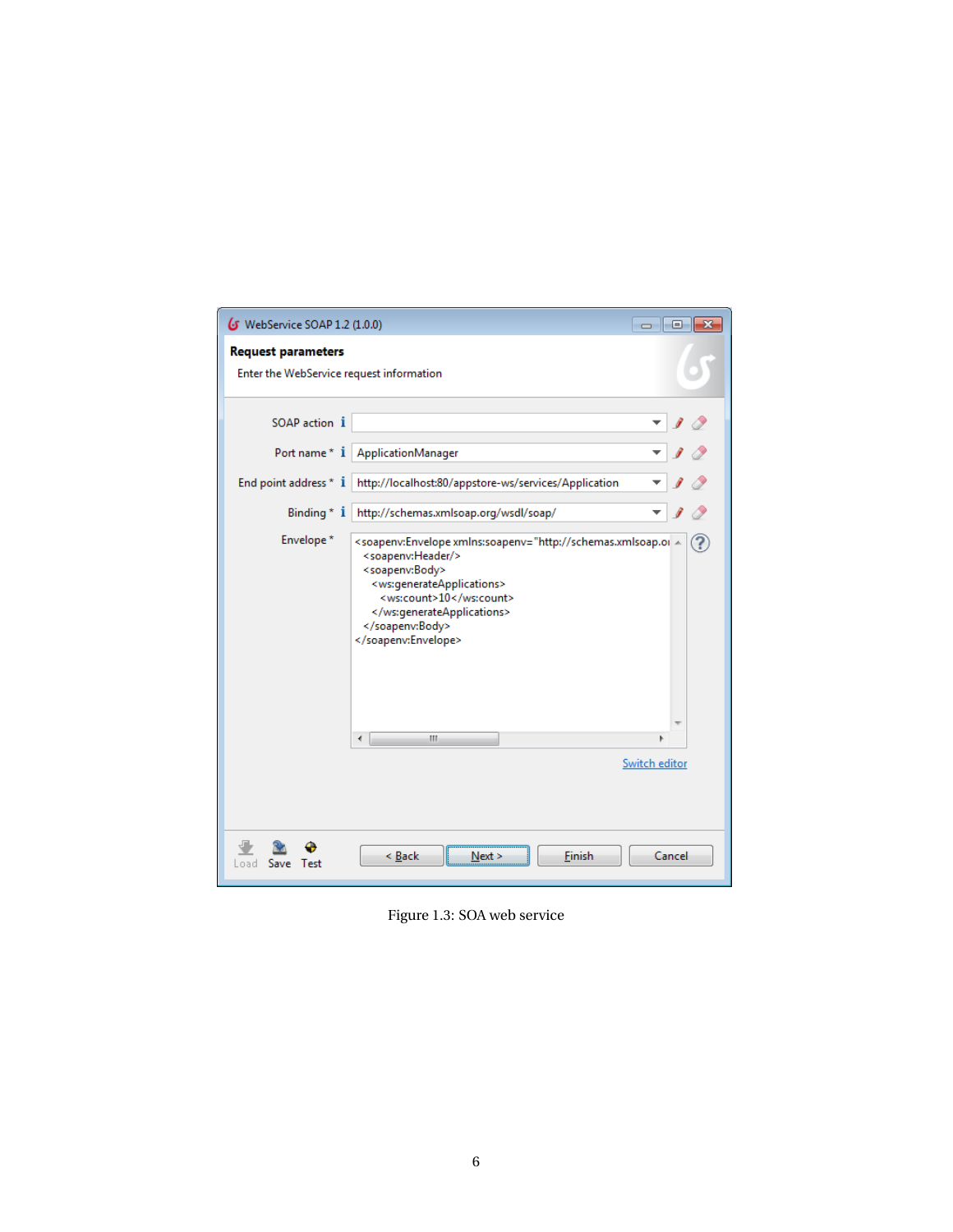Figure 1.3: SOA web service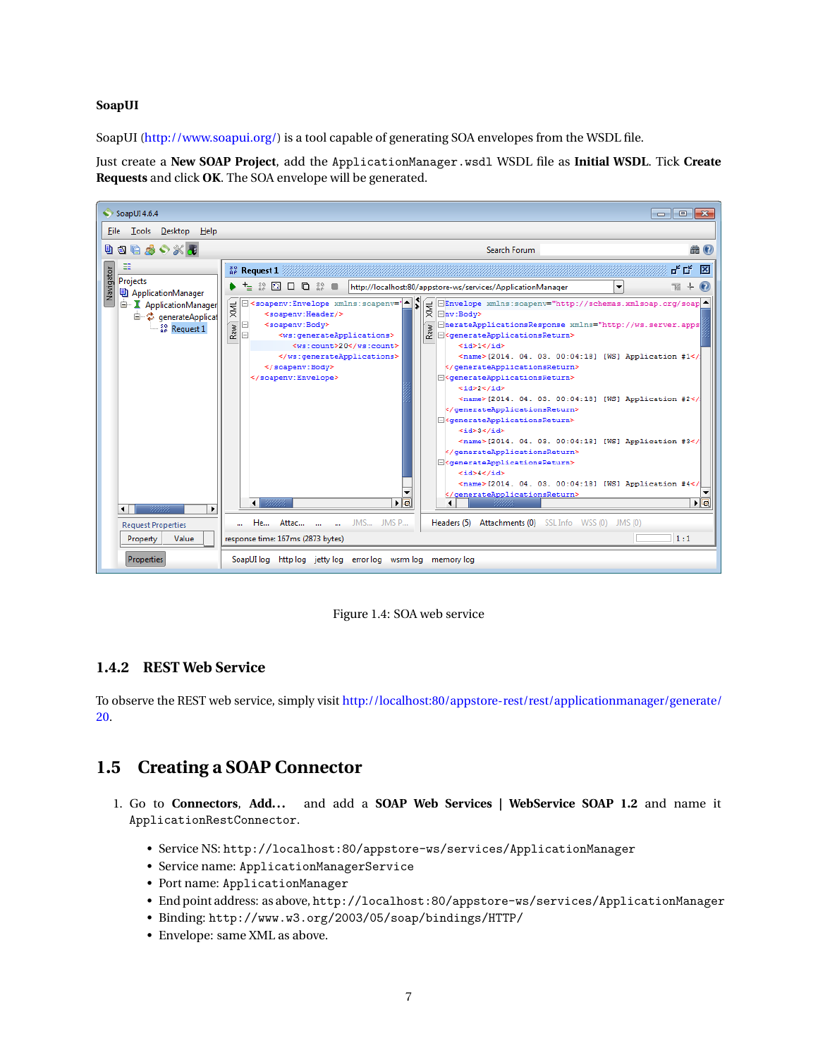**SoapUI**

SoapUI (http://www.soapui.org/) is a tool capable of generating SOA envelopes from the WSDL file.

Just create a **New SOAP Project**, add the `ApplicationManager.wsdl` WSDL file as **Initial WSDL**. Tick **Create Requests** and click **OK**. The SOA envelope will be generated.

Figure 1.4: SOA web service

### 1.4.2 REST Web Service

To observe the REST web service, simply visit http://localhost:80/appstore-rest/rest/applicationmanager/generate/20.

## 1.5 Creating a SOAP Connector

1. Go to **Connectors**, **Add...** and add a **SOAP Web Services | WebService SOAP 1.2** and name it `ApplicationRestConnector`.

   - Service NS: `http://localhost:80/appstore-ws/services/ApplicationManager`
   - Service name: `ApplicationManagerService`
   - Port name: `ApplicationManager`
   - End point address: as above, `http://localhost:80/appstore-ws/services/ApplicationManager`
   - Binding: `http://www.w3.org/2003/05/soap/bindings/HTTP/`
   - Envelope: same XML as above.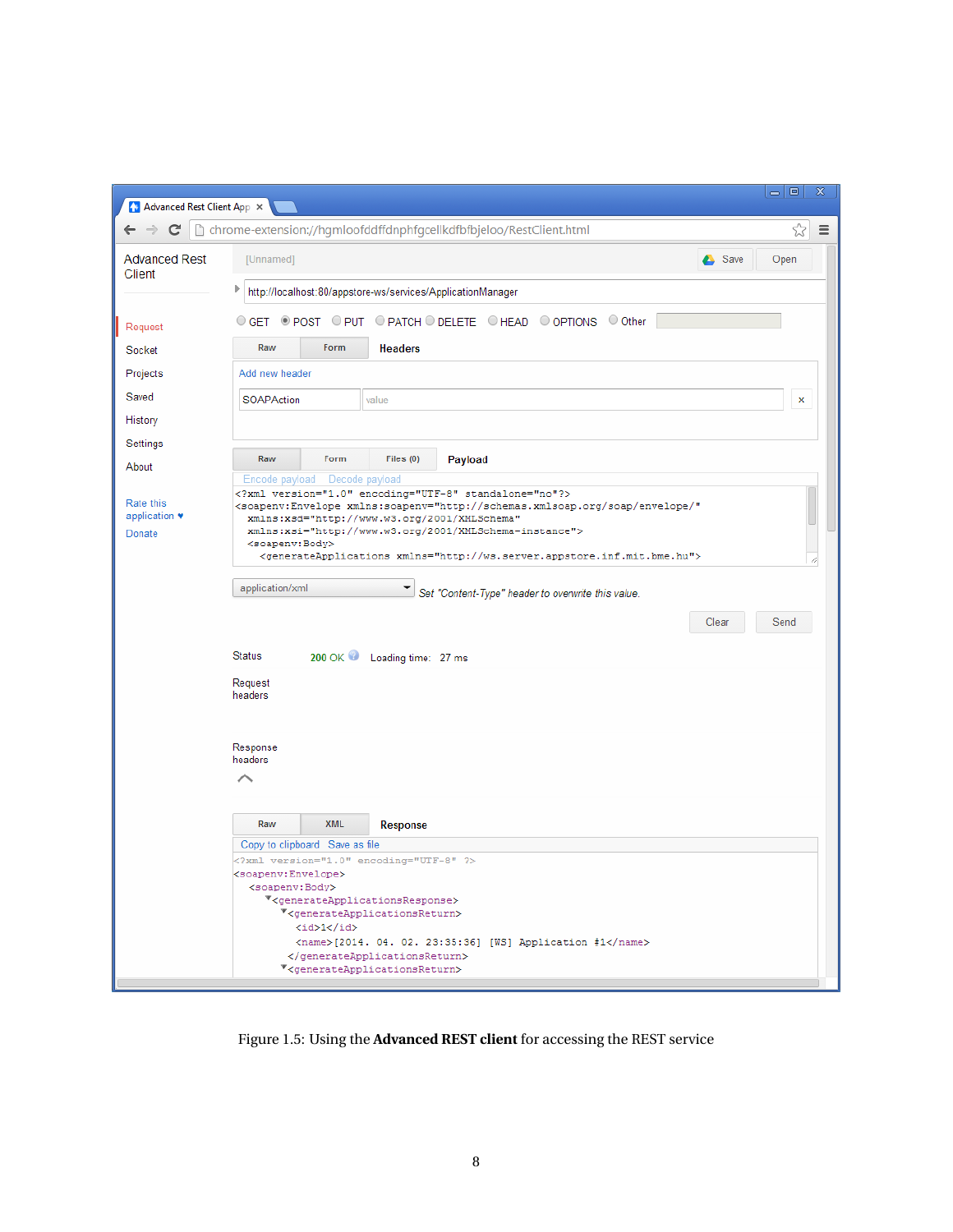Figure 1.5: Using the **Advanced REST client** for accessing the REST service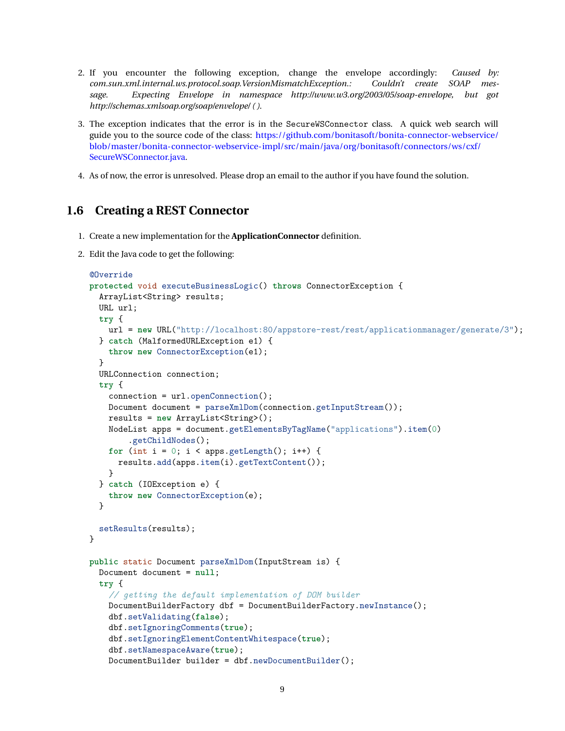2. If you encounter the following exception, change the envelope accordingly: *Caused by: com.sun.xml.internal.ws.protocol.soap.VersionMismatchException.: Couldn't create SOAP message. Expecting Envelope in namespace http://www.w3.org/2003/05/soap-envelope, but got http://schemas.xmlsoap.org/soap/envelope/ ()*.

3. The exception indicates that the error is in the `SecureWSConnector` class. A quick web search will guide you to the source code of the class: https://github.com/bonitasoft/bonita-connector-webservice/blob/master/bonita-connector-webservice-impl/src/main/java/org/bonitasoft/connectors/ws/cxf/SecureWSConnector.java.

4. As of now, the error is unresolved. Please drop an email to the author if you have found the solution.

## 1.6 Creating a REST Connector

1. Create a new implementation for the **ApplicationConnector** definition.

2. Edit the Java code to get the following:

```java
@Override
protected void executeBusinessLogic() throws ConnectorException {
  ArrayList<String> results;
  URL url;
  try {
    url = new URL("http://localhost:80/appstore-rest/rest/applicationmanager/generate/3");
  } catch (MalformedURLException e1) {
    throw new ConnectorException(e1);
  }
  URLConnection connection;
  try {
    connection = url.openConnection();
    Document document = parseXmlDom(connection.getInputStream());
    results = new ArrayList<String>();
    NodeList apps = document.getElementsByTagName("applications").item(0)
        .getChildNodes();
    for (int i = 0; i < apps.getLength(); i++) {
      results.add(apps.item(i).getTextContent());
    }
  } catch (IOException e) {
    throw new ConnectorException(e);
  }

  setResults(results);
}

public static Document parseXmlDom(InputStream is) {
  Document document = null;
  try {
    // getting the default implementation of DOM builder
    DocumentBuilderFactory dbf = DocumentBuilderFactory.newInstance();
    dbf.setValidating(false);
    dbf.setIgnoringComments(true);
    dbf.setIgnoringElementContentWhitespace(true);
    dbf.setNamespaceAware(true);
    DocumentBuilder builder = dbf.newDocumentBuilder();
```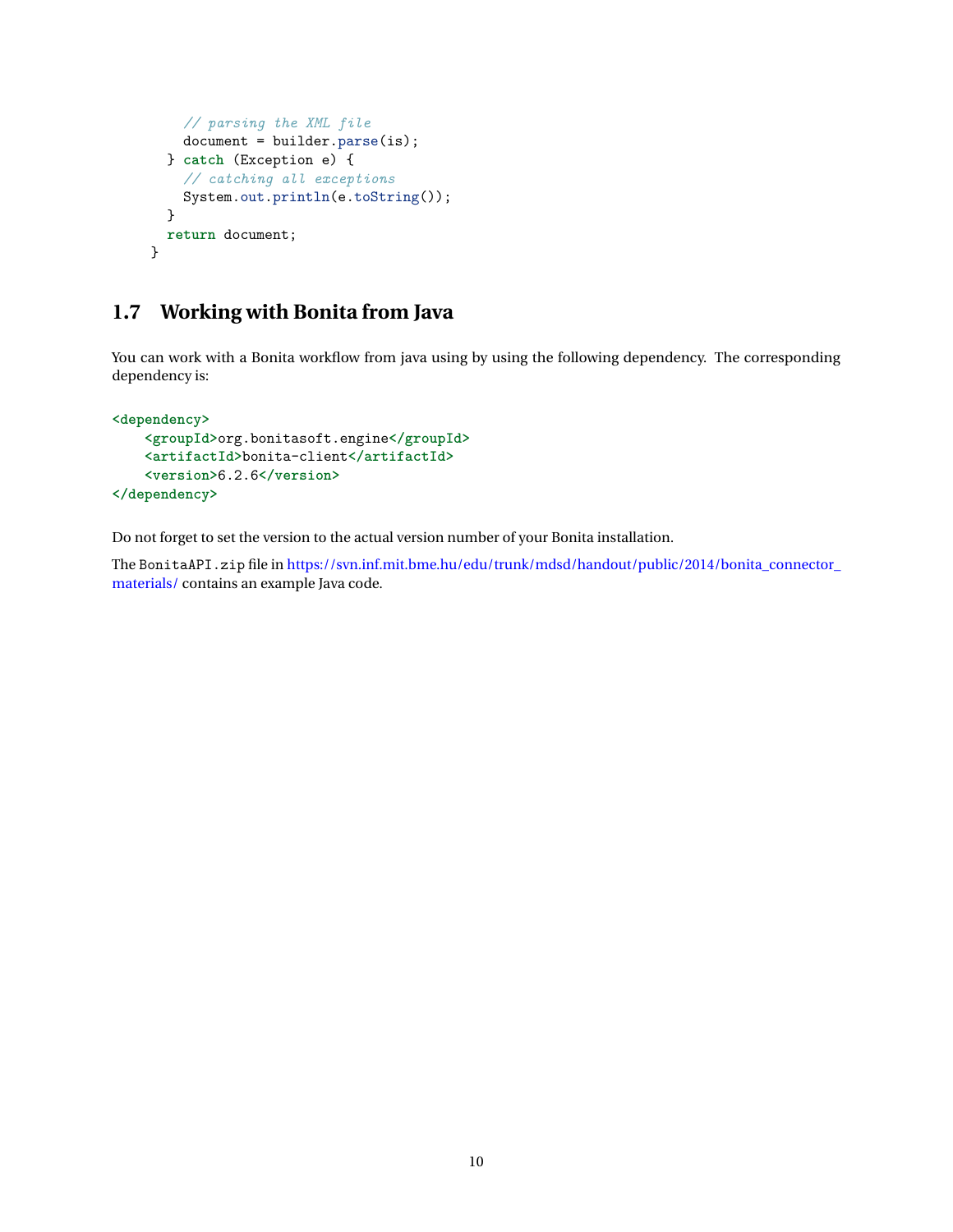```java
      // parsing the XML file
      document = builder.parse(is);
    } catch (Exception e) {
      // catching all exceptions
      System.out.println(e.toString());
    }
    return document;
  }
```

## 1.7 Working with Bonita from Java

You can work with a Bonita workflow from java using by using the following dependency. The corresponding dependency is:

```xml
<dependency>
    <groupId>org.bonitasoft.engine</groupId>
    <artifactId>bonita-client</artifactId>
    <version>6.2.6</version>
</dependency>
```

Do not forget to set the version to the actual version number of your Bonita installation.

The `BonitaAPI.zip` file in https://svn.inf.mit.bme.hu/edu/trunk/mdsd/handout/public/2014/bonita_connector_materials/ contains an example Java code.